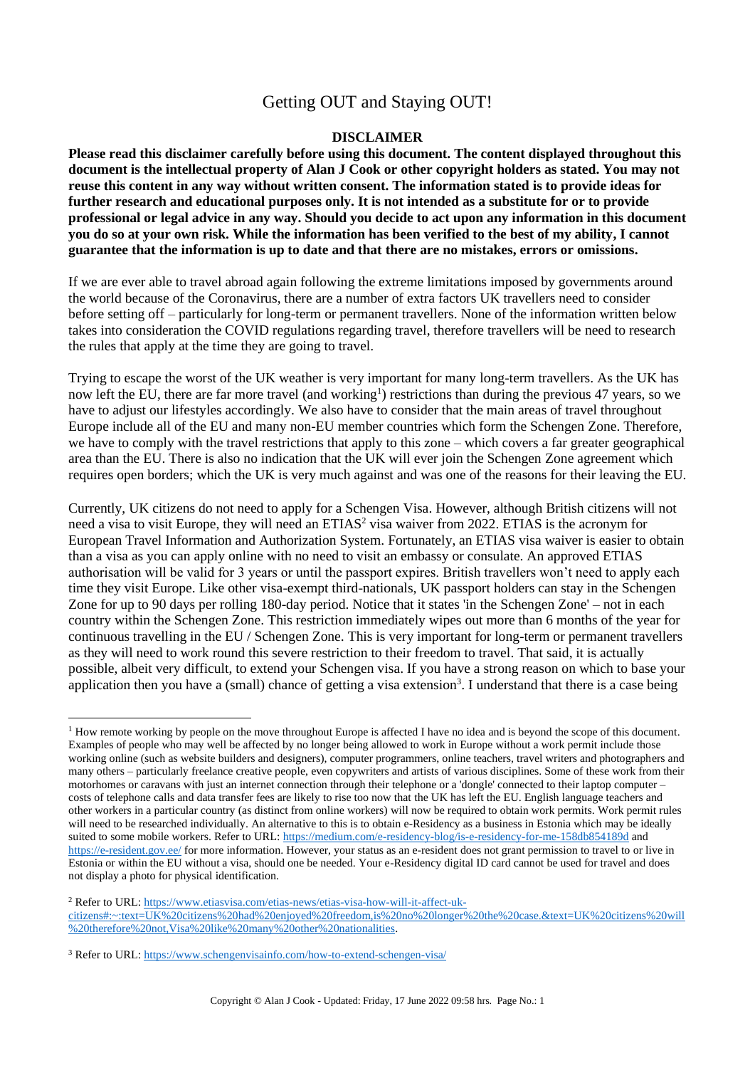# Getting OUT and Staying OUT!

**DISCLAIMER**

**Please read this disclaimer carefully before using this document. The content displayed throughout this document is the intellectual property of Alan J Cook or other copyright holders as stated. You may not reuse this content in any way without written consent. The information stated is to provide ideas for further research and educational purposes only. It is not intended as a substitute for or to provide professional or legal advice in any way. Should you decide to act upon any information in this document you do so at your own risk. While the information has been verified to the best of my ability, I cannot guarantee that the information is up to date and that there are no mistakes, errors or omissions.**

If we are ever able to travel abroad again following the extreme limitations imposed by governments around the world because of the Coronavirus, there are a number of extra factors UK travellers need to consider before setting off – particularly for long-term or permanent travellers. None of the information written below takes into consideration the COVID regulations regarding travel, therefore travellers will be need to research the rules that apply at the time they are going to travel.

Trying to escape the worst of the UK weather is very important for many long-term travellers. As the UK has now left the EU, there are far more travel (and working[1]) restrictions than during the previous 47 years, so we have to adjust our lifestyles accordingly. We also have to consider that the main areas of travel throughout Europe include all of the EU and many non-EU member countries which form the Schengen Zone. Therefore, we have to comply with the travel restrictions that apply to this zone – which covers a far greater geographical area than the EU. There is also no indication that the UK will ever join the Schengen Zone agreement which requires open borders; which the UK is very much against and was one of the reasons for their leaving the EU.

Currently, UK citizens do not need to apply for a Schengen Visa. However, although British citizens will not need a visa to visit Europe, they will need an ETIAS[2] visa waiver from 2022. ETIAS is the acronym for European Travel Information and Authorization System. Fortunately, an ETIAS visa waiver is easier to obtain than a visa as you can apply online with no need to visit an embassy or consulate. An approved ETIAS authorisation will be valid for 3 years or until the passport expires. British travellers won't need to apply each time they visit Europe. Like other visa-exempt third-nationals, UK passport holders can stay in the Schengen Zone for up to 90 days per rolling 180-day period. Notice that it states 'in the Schengen Zone' – not in each country within the Schengen Zone. This restriction immediately wipes out more than 6 months of the year for continuous travelling in the EU / Schengen Zone. This is very important for long-term or permanent travellers as they will need to work round this severe restriction to their freedom to travel. That said, it is actually possible, albeit very difficult, to extend your Schengen visa. If you have a strong reason on which to base your application then you have a (small) chance of getting a visa extension[3]. I understand that there is a case being

---

[1] How remote working by people on the move throughout Europe is affected I have no idea and is beyond the scope of this document. Examples of people who may well be affected by no longer being allowed to work in Europe without a work permit include those working online (such as website builders and designers), computer programmers, online teachers, travel writers and photographers and many others – particularly freelance creative people, even copywriters and artists of various disciplines. Some of these work from their motorhomes or caravans with just an internet connection through their telephone or a 'dongle' connected to their laptop computer – costs of telephone calls and data transfer fees are likely to rise too now that the UK has left the EU. English language teachers and other workers in a particular country (as distinct from online workers) will now be required to obtain work permits. Work permit rules will need to be researched individually. An alternative to this is to obtain e-Residency as a business in Estonia which may be ideally suited to some mobile workers. Refer to URL: https://medium.com/e-residency-blog/is-e-residency-for-me-158db854189d and https://e-resident.gov.ee/ for more information. However, your status as an e-resident does not grant permission to travel to or live in Estonia or within the EU without a visa, should one be needed. Your e-Residency digital ID card cannot be used for travel and does not display a photo for physical identification.

[2] Refer to URL: https://www.etiasvisa.com/etias-news/etias-visa-how-will-it-affect-uk-citizens#:~:text=UK%20citizens%20had%20enjoyed%20freedom,is%20no%20longer%20the%20case.&text=UK%20citizens%20will%20therefore%20not,Visa%20like%20many%20other%20nationalities.

[3] Refer to URL: https://www.schengenvisainfo.com/how-to-extend-schengen-visa/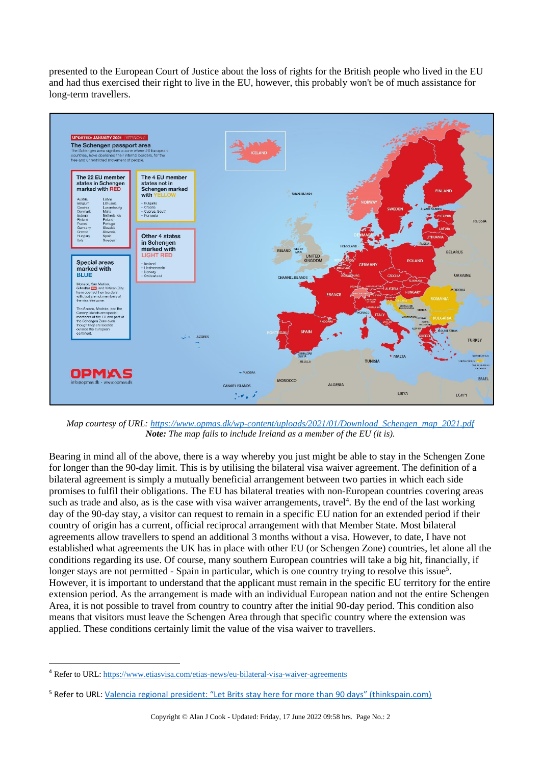presented to the European Court of Justice about the loss of rights for the British people who lived in the EU and had thus exercised their right to live in the EU, however, this probably won't be of much assistance for long-term travellers.

*Map courtesy of URL: [https://www.opmas.dk/wp-content/uploads/2021/01/Download_Schengen_map_2021.pdf](https://www.opmas.dk/wp-content/uploads/2021/01/Download_Schengen_map_2021.pdf)*
***Note:** The map fails to include Ireland as a member of the EU (it is).*

Bearing in mind all of the above, there is a way whereby you just might be able to stay in the Schengen Zone for longer than the 90-day limit. This is by utilising the bilateral visa waiver agreement. The definition of a bilateral agreement is simply a mutually beneficial arrangement between two parties in which each side promises to fulfil their obligations. The EU has bilateral treaties with non-European countries covering areas such as trade and also, as is the case with visa waiver arrangements, travel[4]. By the end of the last working day of the 90-day stay, a visitor can request to remain in a specific EU nation for an extended period if their country of origin has a current, official reciprocal arrangement with that Member State. Most bilateral agreements allow travellers to spend an additional 3 months without a visa. However, to date, I have not established what agreements the UK has in place with other EU (or Schengen Zone) countries, let alone all the conditions regarding its use. Of course, many southern European countries will take a big hit, financially, if longer stays are not permitted - Spain in particular, which is one country trying to resolve this issue[5]. However, it is important to understand that the applicant must remain in the specific EU territory for the entire extension period. As the arrangement is made with an individual European nation and not the entire Schengen Area, it is not possible to travel from country to country after the initial 90-day period. This condition also means that visitors must leave the Schengen Area through that specific country where the extension was applied. These conditions certainly limit the value of the visa waiver to travellers.

---

[4] Refer to URL: [https://www.etiasvisa.com/etias-news/eu-bilateral-visa-waiver-agreements](https://www.etiasvisa.com/etias-news/eu-bilateral-visa-waiver-agreements)

[5] Refer to URL: [Valencia regional president: "Let Brits stay here for more than 90 days" (thinkspain.com)]()

Copyright © Alan J Cook - Updated: Friday, 17 June 2022 09:58 hrs.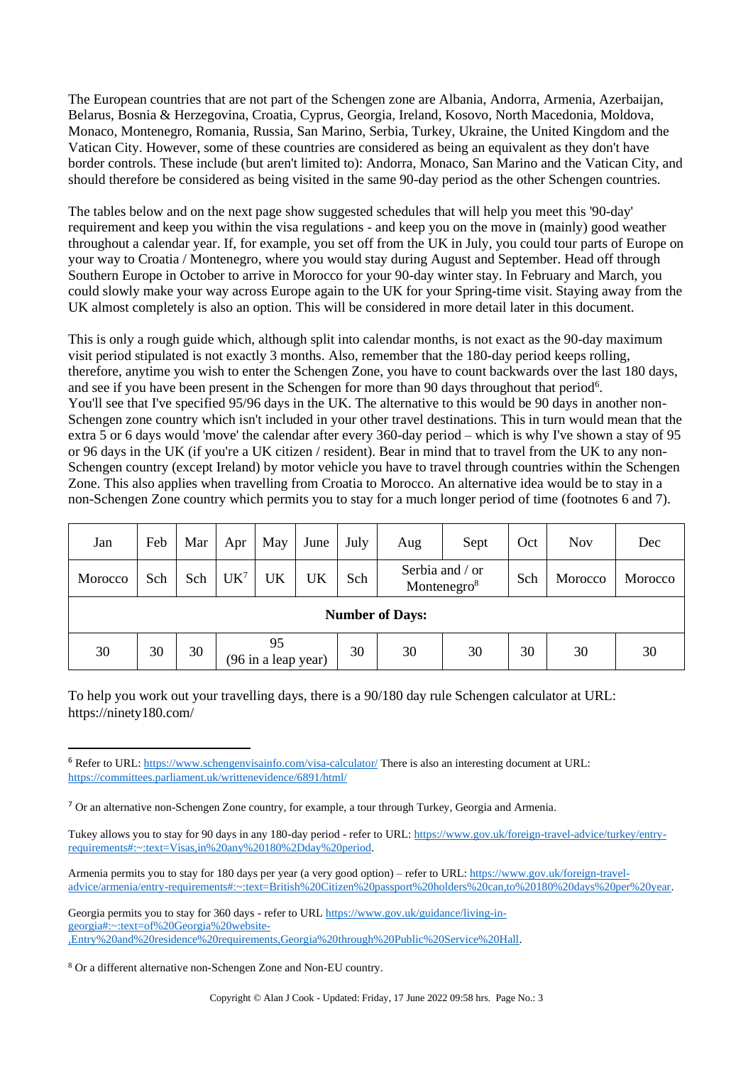The European countries that are not part of the Schengen zone are Albania, Andorra, Armenia, Azerbaijan, Belarus, Bosnia & Herzegovina, Croatia, Cyprus, Georgia, Ireland, Kosovo, North Macedonia, Moldova, Monaco, Montenegro, Romania, Russia, San Marino, Serbia, Turkey, Ukraine, the United Kingdom and the Vatican City. However, some of these countries are considered as being an equivalent as they don't have border controls. These include (but aren't limited to): Andorra, Monaco, San Marino and the Vatican City, and should therefore be considered as being visited in the same 90-day period as the other Schengen countries.

The tables below and on the next page show suggested schedules that will help you meet this '90-day' requirement and keep you within the visa regulations - and keep you on the move in (mainly) good weather throughout a calendar year. If, for example, you set off from the UK in July, you could tour parts of Europe on your way to Croatia / Montenegro, where you would stay during August and September. Head off through Southern Europe in October to arrive in Morocco for your 90-day winter stay. In February and March, you could slowly make your way across Europe again to the UK for your Spring-time visit. Staying away from the UK almost completely is also an option. This will be considered in more detail later in this document.

This is only a rough guide which, although split into calendar months, is not exact as the 90-day maximum visit period stipulated is not exactly 3 months. Also, remember that the 180-day period keeps rolling, therefore, anytime you wish to enter the Schengen Zone, you have to count backwards over the last 180 days, and see if you have been present in the Schengen for more than 90 days throughout that period[6].
You'll see that I've specified 95/96 days in the UK. The alternative to this would be 90 days in another non-Schengen zone country which isn't included in your other travel destinations. This in turn would mean that the extra 5 or 6 days would 'move' the calendar after every 360-day period – which is why I've shown a stay of 95 or 96 days in the UK (if you're a UK citizen / resident). Bear in mind that to travel from the UK to any non-Schengen country (except Ireland) by motor vehicle you have to travel through countries within the Schengen Zone. This also applies when travelling from Croatia to Morocco. An alternative idea would be to stay in a non-Schengen Zone country which permits you to stay for a much longer period of time (footnotes 6 and 7).

| Jan | Feb | Mar | Apr | May | June | July | Aug | Sept | Oct | Nov | Dec |
|---|---|---|---|---|---|---|---|---|---|---|---|
| Morocco | Sch | Sch | UK[7] | UK | UK | Sch | Serbia and / or Montenegro[8] | | Sch | Morocco | Morocco |
| **Number of Days:** | | | | | | | | | | | |
| 30 | 30 | 30 | 95 (96 in a leap year) | | | 30 | 30 | 30 | 30 | 30 | 30 |

To help you work out your travelling days, there is a 90/180 day rule Schengen calculator at URL: https://ninety180.com/

---

[6] Refer to URL: https://www.schengenvisainfo.com/visa-calculator/ There is also an interesting document at URL: https://committees.parliament.uk/writtenevidence/6891/html/

[7] Or an alternative non-Schengen Zone country, for example, a tour through Turkey, Georgia and Armenia.

Tukey allows you to stay for 90 days in any 180-day period - refer to URL: https://www.gov.uk/foreign-travel-advice/turkey/entry-requirements#:~:text=Visas,in%20any%20180%2Dday%20period.

Armenia permits you to stay for 180 days per year (a very good option) – refer to URL: https://www.gov.uk/foreign-travel-advice/armenia/entry-requirements#:~:text=British%20Citizen%20passport%20holders%20can,to%20180%20days%20per%20year.

Georgia permits you to stay for 360 days - refer to URL https://www.gov.uk/guidance/living-in-georgia#:~:text=of%20Georgia%20website-,Entry%20and%20residence%20requirements,Georgia%20through%20Public%20Service%20Hall.

[8] Or a different alternative non-Schengen Zone and Non-EU country.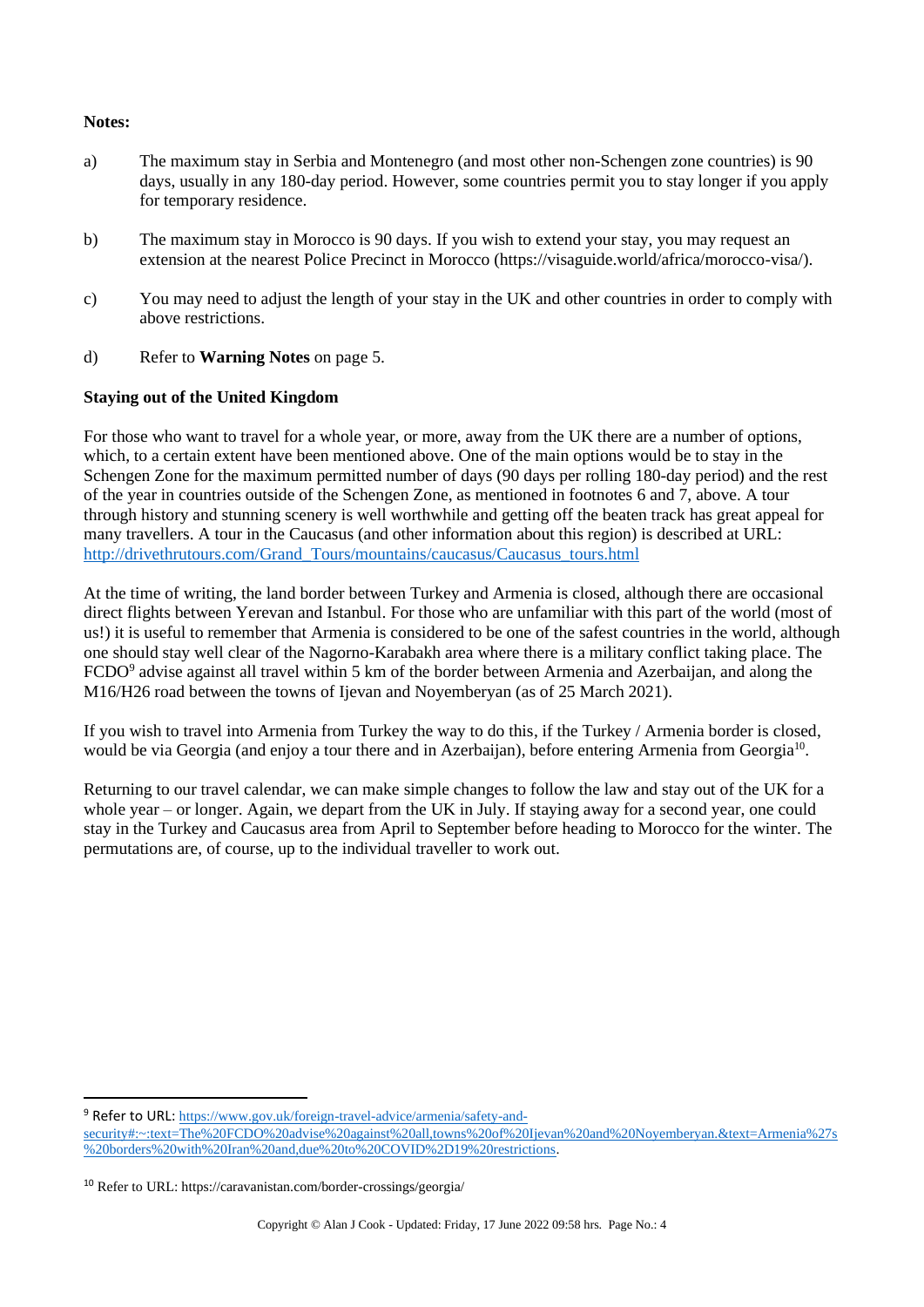**Notes:**

a) The maximum stay in Serbia and Montenegro (and most other non-Schengen zone countries) is 90 days, usually in any 180-day period. However, some countries permit you to stay longer if you apply for temporary residence.

b) The maximum stay in Morocco is 90 days. If you wish to extend your stay, you may request an extension at the nearest Police Precinct in Morocco (https://visaguide.world/africa/morocco-visa/).

c) You may need to adjust the length of your stay in the UK and other countries in order to comply with above restrictions.

d) Refer to **Warning Notes** on page 5.

**Staying out of the United Kingdom**

For those who want to travel for a whole year, or more, away from the UK there are a number of options, which, to a certain extent have been mentioned above. One of the main options would be to stay in the Schengen Zone for the maximum permitted number of days (90 days per rolling 180-day period) and the rest of the year in countries outside of the Schengen Zone, as mentioned in footnotes 6 and 7, above. A tour through history and stunning scenery is well worthwhile and getting off the beaten track has great appeal for many travellers. A tour in the Caucasus (and other information about this region) is described at URL: http://drivethrutours.com/Grand_Tours/mountains/caucasus/Caucasus_tours.html

At the time of writing, the land border between Turkey and Armenia is closed, although there are occasional direct flights between Yerevan and Istanbul. For those who are unfamiliar with this part of the world (most of us!) it is useful to remember that Armenia is considered to be one of the safest countries in the world, although one should stay well clear of the Nagorno-Karabakh area where there is a military conflict taking place. The FCDO[9] advise against all travel within 5 km of the border between Armenia and Azerbaijan, and along the M16/H26 road between the towns of Ijevan and Noyemberyan (as of 25 March 2021).

If you wish to travel into Armenia from Turkey the way to do this, if the Turkey / Armenia border is closed, would be via Georgia (and enjoy a tour there and in Azerbaijan), before entering Armenia from Georgia[10].

Returning to our travel calendar, we can make simple changes to follow the law and stay out of the UK for a whole year – or longer. Again, we depart from the UK in July. If staying away for a second year, one could stay in the Turkey and Caucasus area from April to September before heading to Morocco for the winter. The permutations are, of course, up to the individual traveller to work out.

---

[9] Refer to URL: https://www.gov.uk/foreign-travel-advice/armenia/safety-and-security#:~:text=The%20FCDO%20advise%20against%20all,towns%20of%20Ijevan%20and%20Noyemberyan.&text=Armenia%27s%20borders%20with%20Iran%20and,due%20to%20COVID%2D19%20restrictions.

[10] Refer to URL: https://caravanistan.com/border-crossings/georgia/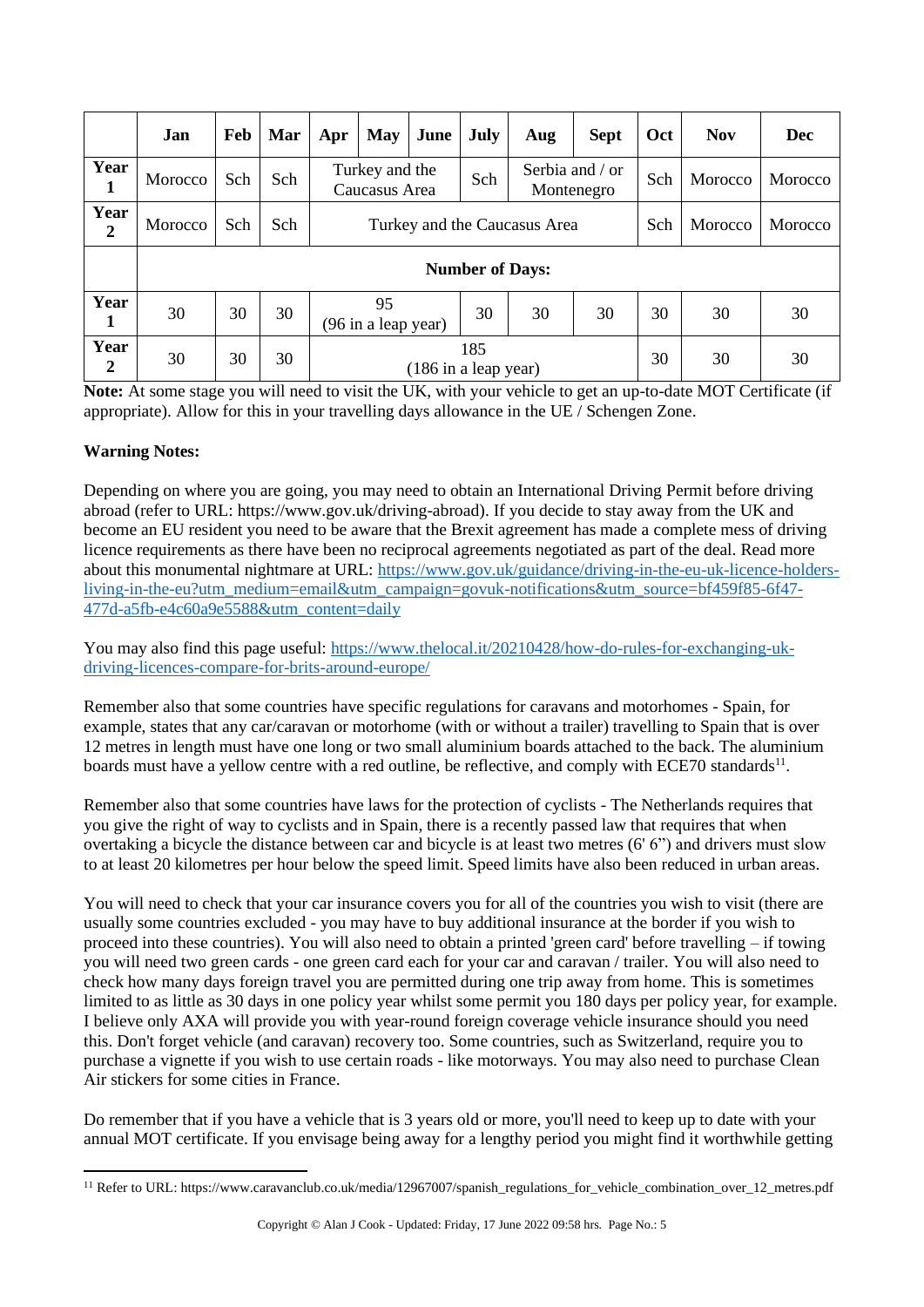| | Jan | Feb | Mar | Apr | May | June | July | Aug | Sept | Oct | Nov | Dec |
|---|---|---|---|---|---|---|---|---|---|---|---|---|
| **Year 1** | Morocco | Sch | Sch | Turkey and the Caucasus Area | | | Sch | Serbia and / or Montenegro | | Sch | Morocco | Morocco |
| **Year 2** | Morocco | Sch | Sch | Turkey and the Caucasus Area | | | | | | Sch | Morocco | Morocco |
| | **Number of Days:** | | | | | | | | | | | |
| **Year 1** | 30 | 30 | 30 | 95 (96 in a leap year) | | | 30 | 30 | 30 | 30 | 30 | 30 |
| **Year 2** | 30 | 30 | 30 | 185 (186 in a leap year) | | | | | | 30 | 30 | 30 |

**Note:** At some stage you will need to visit the UK, with your vehicle to get an up-to-date MOT Certificate (if appropriate). Allow for this in your travelling days allowance in the UE / Schengen Zone.

**Warning Notes:**

Depending on where you are going, you may need to obtain an International Driving Permit before driving abroad (refer to URL: https://www.gov.uk/driving-abroad). If you decide to stay away from the UK and become an EU resident you need to be aware that the Brexit agreement has made a complete mess of driving licence requirements as there have been no reciprocal agreements negotiated as part of the deal. Read more about this monumental nightmare at URL: https://www.gov.uk/guidance/driving-in-the-eu-uk-licence-holders-living-in-the-eu?utm_medium=email&utm_campaign=govuk-notifications&utm_source=bf459f85-6f47-477d-a5fb-e4c60a9e5588&utm_content=daily

You may also find this page useful: https://www.thelocal.it/20210428/how-do-rules-for-exchanging-uk-driving-licences-compare-for-brits-around-europe/

Remember also that some countries have specific regulations for caravans and motorhomes - Spain, for example, states that any car/caravan or motorhome (with or without a trailer) travelling to Spain that is over 12 metres in length must have one long or two small aluminium boards attached to the back. The aluminium boards must have a yellow centre with a red outline, be reflective, and comply with ECE70 standards[11].

Remember also that some countries have laws for the protection of cyclists - The Netherlands requires that you give the right of way to cyclists and in Spain, there is a recently passed law that requires that when overtaking a bicycle the distance between car and bicycle is at least two metres (6' 6") and drivers must slow to at least 20 kilometres per hour below the speed limit. Speed limits have also been reduced in urban areas.

You will need to check that your car insurance covers you for all of the countries you wish to visit (there are usually some countries excluded - you may have to buy additional insurance at the border if you wish to proceed into these countries). You will also need to obtain a printed 'green card' before travelling – if towing you will need two green cards - one green card each for your car and caravan / trailer. You will also need to check how many days foreign travel you are permitted during one trip away from home. This is sometimes limited to as little as 30 days in one policy year whilst some permit you 180 days per policy year, for example. I believe only AXA will provide you with year-round foreign coverage vehicle insurance should you need this. Don't forget vehicle (and caravan) recovery too. Some countries, such as Switzerland, require you to purchase a vignette if you wish to use certain roads - like motorways. You may also need to purchase Clean Air stickers for some cities in France.

Do remember that if you have a vehicle that is 3 years old or more, you'll need to keep up to date with your annual MOT certificate. If you envisage being away for a lengthy period you might find it worthwhile getting

---

[11] Refer to URL: https://www.caravanclub.co.uk/media/12967007/spanish_regulations_for_vehicle_combination_over_12_metres.pdf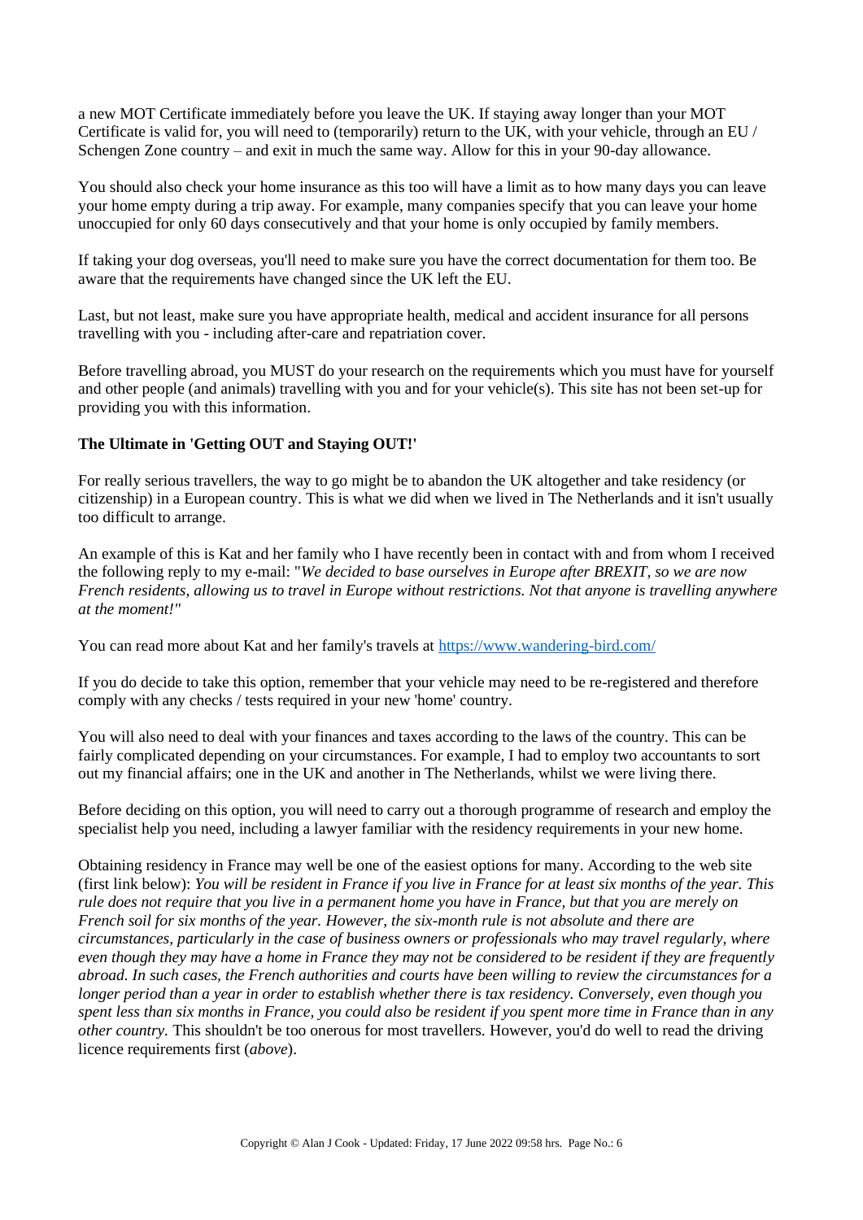a new MOT Certificate immediately before you leave the UK. If staying away longer than your MOT Certificate is valid for, you will need to (temporarily) return to the UK, with your vehicle, through an EU / Schengen Zone country – and exit in much the same way. Allow for this in your 90-day allowance.

You should also check your home insurance as this too will have a limit as to how many days you can leave your home empty during a trip away. For example, many companies specify that you can leave your home unoccupied for only 60 days consecutively and that your home is only occupied by family members.

If taking your dog overseas, you'll need to make sure you have the correct documentation for them too. Be aware that the requirements have changed since the UK left the EU.

Last, but not least, make sure you have appropriate health, medical and accident insurance for all persons travelling with you - including after-care and repatriation cover.

Before travelling abroad, you MUST do your research on the requirements which you must have for yourself and other people (and animals) travelling with you and for your vehicle(s). This site has not been set-up for providing you with this information.

**The Ultimate in 'Getting OUT and Staying OUT!'**

For really serious travellers, the way to go might be to abandon the UK altogether and take residency (or citizenship) in a European country. This is what we did when we lived in The Netherlands and it isn't usually too difficult to arrange.

An example of this is Kat and her family who I have recently been in contact with and from whom I received the following reply to my e-mail: "*We decided to base ourselves in Europe after BREXIT, so we are now French residents, allowing us to travel in Europe without restrictions. Not that anyone is travelling anywhere at the moment!"*

You can read more about Kat and her family's travels at [https://www.wandering-bird.com/](https://www.wandering-bird.com/)

If you do decide to take this option, remember that your vehicle may need to be re-registered and therefore comply with any checks / tests required in your new 'home' country.

You will also need to deal with your finances and taxes according to the laws of the country. This can be fairly complicated depending on your circumstances. For example, I had to employ two accountants to sort out my financial affairs; one in the UK and another in The Netherlands, whilst we were living there.

Before deciding on this option, you will need to carry out a thorough programme of research and employ the specialist help you need, including a lawyer familiar with the residency requirements in your new home.

Obtaining residency in France may well be one of the easiest options for many. According to the web site (first link below): *You will be resident in France if you live in France for at least six months of the year. This rule does not require that you live in a permanent home you have in France, but that you are merely on French soil for six months of the year. However, the six-month rule is not absolute and there are circumstances, particularly in the case of business owners or professionals who may travel regularly, where even though they may have a home in France they may not be considered to be resident if they are frequently abroad. In such cases, the French authorities and courts have been willing to review the circumstances for a longer period than a year in order to establish whether there is tax residency. Conversely, even though you spent less than six months in France, you could also be resident if you spent more time in France than in any other country.* This shouldn't be too onerous for most travellers. However, you'd do well to read the driving licence requirements first (*above*).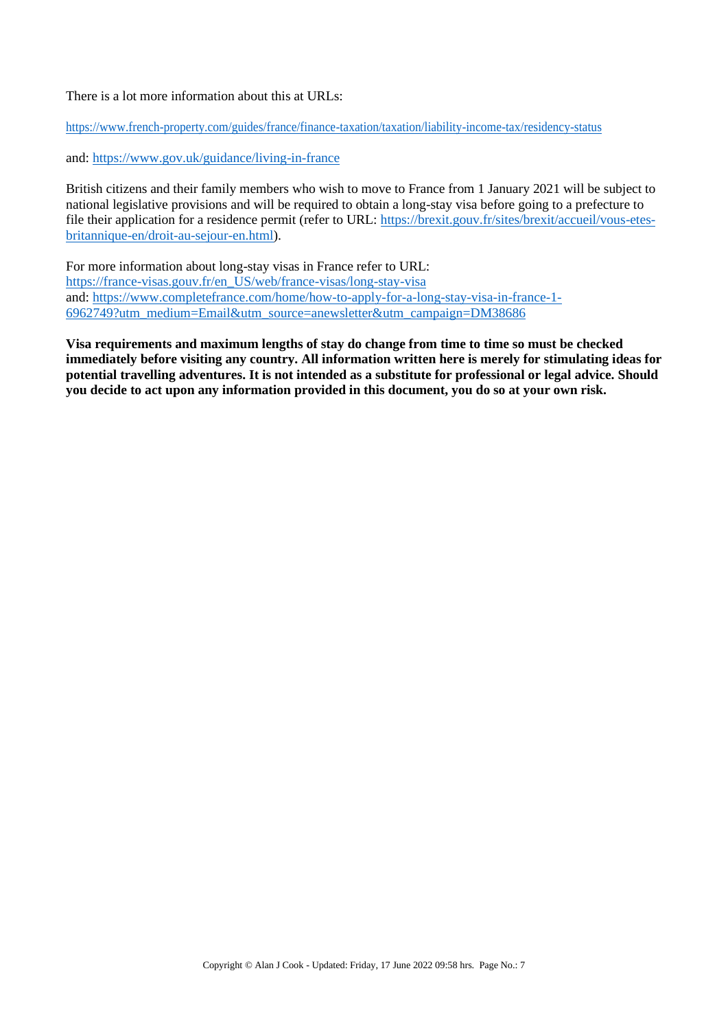There is a lot more information about this at URLs:

https://www.french-property.com/guides/france/finance-taxation/taxation/liability-income-tax/residency-status

and: https://www.gov.uk/guidance/living-in-france

British citizens and their family members who wish to move to France from 1 January 2021 will be subject to national legislative provisions and will be required to obtain a long-stay visa before going to a prefecture to file their application for a residence permit (refer to URL: https://brexit.gouv.fr/sites/brexit/accueil/vous-etes-britannique-en/droit-au-sejour-en.html).

For more information about long-stay visas in France refer to URL:
https://france-visas.gouv.fr/en_US/web/france-visas/long-stay-visa
and: https://www.completefrance.com/home/how-to-apply-for-a-long-stay-visa-in-france-1-6962749?utm_medium=Email&utm_source=anewsletter&utm_campaign=DM38686

**Visa requirements and maximum lengths of stay do change from time to time so must be checked immediately before visiting any country. All information written here is merely for stimulating ideas for potential travelling adventures. It is not intended as a substitute for professional or legal advice. Should you decide to act upon any information provided in this document, you do so at your own risk.**